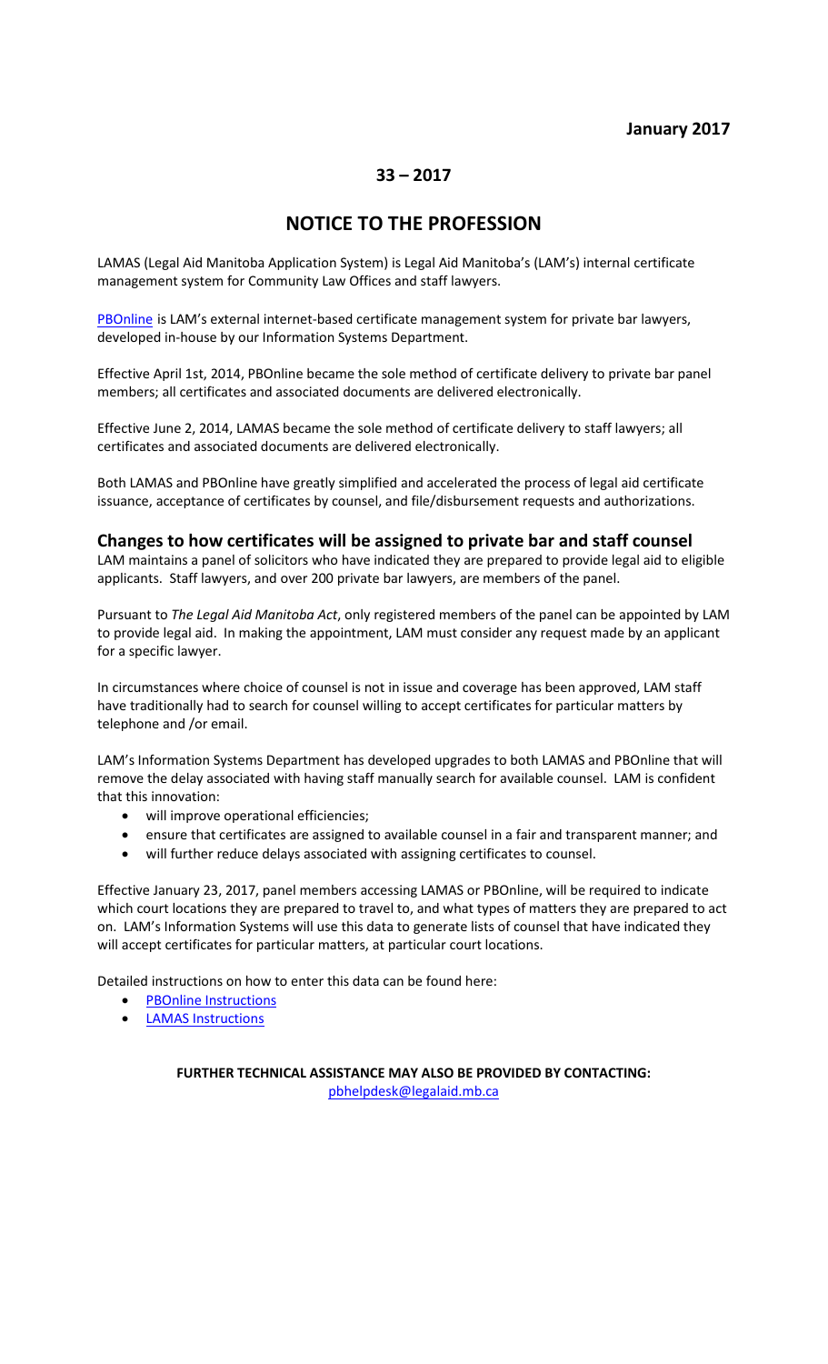**January 2017**

**33 – 2017**

# NOTICE TO THE PROFESSION

LAMAS (Legal Aid Manitoba Application System) is Legal Aid Manitoba's (LAM's) internal certificate management system for Community Law Offices and staff lawyers.

PBOnline is LAM's external internet-based certificate management system for private bar lawyers, developed in-house by our Information Systems Department.

Effective April 1st, 2014, PBOnline became the sole method of certificate delivery to private bar panel members; all certificates and associated documents are delivered electronically.

Effective June 2, 2014, LAMAS became the sole method of certificate delivery to staff lawyers; all certificates and associated documents are delivered electronically.

Both LAMAS and PBOnline have greatly simplified and accelerated the process of legal aid certificate issuance, acceptance of certificates by counsel, and file/disbursement requests and authorizations.

## Changes to how certificates will be assigned to private bar and staff counsel

LAM maintains a panel of solicitors who have indicated they are prepared to provide legal aid to eligible applicants. Staff lawyers, and over 200 private bar lawyers, are members of the panel.

Pursuant to *The Legal Aid Manitoba Act*, only registered members of the panel can be appointed by LAM to provide legal aid. In making the appointment, LAM must consider any request made by an applicant for a specific lawyer.

In circumstances where choice of counsel is not in issue and coverage has been approved, LAM staff have traditionally had to search for counsel willing to accept certificates for particular matters by telephone and /or email.

LAM's Information Systems Department has developed upgrades to both LAMAS and PBOnline that will remove the delay associated with having staff manually search for available counsel. LAM is confident that this innovation:

- will improve operational efficiencies;
- ensure that certificates are assigned to available counsel in a fair and transparent manner; and
- will further reduce delays associated with assigning certificates to counsel.

Effective January 23, 2017, panel members accessing LAMAS or PBOnline, will be required to indicate which court locations they are prepared to travel to, and what types of matters they are prepared to act on. LAM's Information Systems will use this data to generate lists of counsel that have indicated they will accept certificates for particular matters, at particular court locations.

Detailed instructions on how to enter this data can be found here:

- PBOnline Instructions
- LAMAS Instructions

**FURTHER TECHNICAL ASSISTANCE MAY ALSO BE PROVIDED BY CONTACTING:**
pbhelpdesk@legalaid.mb.ca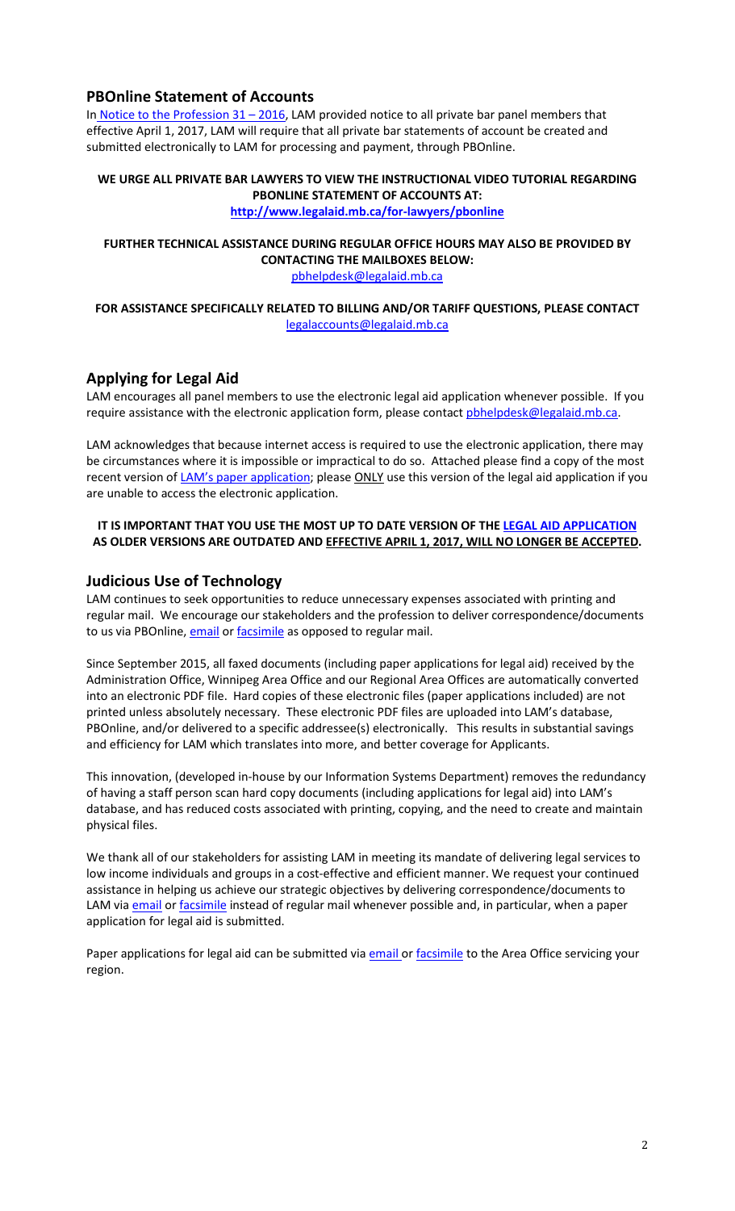## PBOnline Statement of Accounts

In Notice to the Profession 31 – 2016, LAM provided notice to all private bar panel members that effective April 1, 2017, LAM will require that all private bar statements of account be created and submitted electronically to LAM for processing and payment, through PBOnline.

**WE URGE ALL PRIVATE BAR LAWYERS TO VIEW THE INSTRUCTIONAL VIDEO TUTORIAL REGARDING PBONLINE STATEMENT OF ACCOUNTS AT:**
**http://www.legalaid.mb.ca/for-lawyers/pbonline**

**FURTHER TECHNICAL ASSISTANCE DURING REGULAR OFFICE HOURS MAY ALSO BE PROVIDED BY CONTACTING THE MAILBOXES BELOW:**
pbhelpdesk@legalaid.mb.ca

**FOR ASSISTANCE SPECIFICALLY RELATED TO BILLING AND/OR TARIFF QUESTIONS, PLEASE CONTACT**
legalaccounts@legalaid.mb.ca

## Applying for Legal Aid

LAM encourages all panel members to use the electronic legal aid application whenever possible. If you require assistance with the electronic application form, please contact pbhelpdesk@legalaid.mb.ca.

LAM acknowledges that because internet access is required to use the electronic application, there may be circumstances where it is impossible or impractical to do so. Attached please find a copy of the most recent version of LAM's paper application; please ONLY use this version of the legal aid application if you are unable to access the electronic application.

**IT IS IMPORTANT THAT YOU USE THE MOST UP TO DATE VERSION OF THE LEGAL AID APPLICATION AS OLDER VERSIONS ARE OUTDATED AND EFFECTIVE APRIL 1, 2017, WILL NO LONGER BE ACCEPTED.**

## Judicious Use of Technology

LAM continues to seek opportunities to reduce unnecessary expenses associated with printing and regular mail. We encourage our stakeholders and the profession to deliver correspondence/documents to us via PBOnline, email or facsimile as opposed to regular mail.

Since September 2015, all faxed documents (including paper applications for legal aid) received by the Administration Office, Winnipeg Area Office and our Regional Area Offices are automatically converted into an electronic PDF file. Hard copies of these electronic files (paper applications included) are not printed unless absolutely necessary. These electronic PDF files are uploaded into LAM's database, PBOnline, and/or delivered to a specific addressee(s) electronically. This results in substantial savings and efficiency for LAM which translates into more, and better coverage for Applicants.

This innovation, (developed in-house by our Information Systems Department) removes the redundancy of having a staff person scan hard copy documents (including applications for legal aid) into LAM's database, and has reduced costs associated with printing, copying, and the need to create and maintain physical files.

We thank all of our stakeholders for assisting LAM in meeting its mandate of delivering legal services to low income individuals and groups in a cost-effective and efficient manner. We request your continued assistance in helping us achieve our strategic objectives by delivering correspondence/documents to LAM via email or facsimile instead of regular mail whenever possible and, in particular, when a paper application for legal aid is submitted.

Paper applications for legal aid can be submitted via email or facsimile to the Area Office servicing your region.